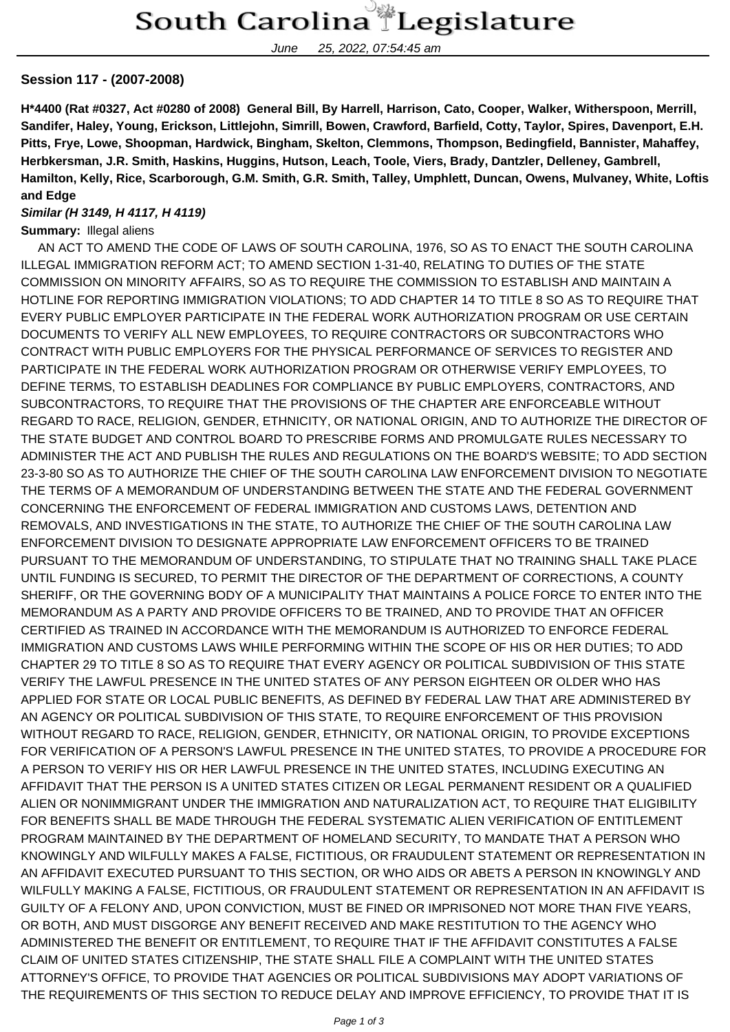# South Carolina Legislature

June 25, 2022, 07:54:45 am

**Session 117 - (2007-2008)**

**H*4400 (Rat #0327, Act #0280 of 2008) General Bill, By Harrell, Harrison, Cato, Cooper, Walker, Witherspoon, Merrill, Sandifer, Haley, Young, Erickson, Littlejohn, Simrill, Bowen, Crawford, Barfield, Cotty, Taylor, Spires, Davenport, E.H. Pitts, Frye, Lowe, Shoopman, Hardwick, Bingham, Skelton, Clemmons, Thompson, Bedingfield, Bannister, Mahaffey, Herbkersman, J.R. Smith, Haskins, Huggins, Hutson, Leach, Toole, Viers, Brady, Dantzler, Delleney, Gambrell, Hamilton, Kelly, Rice, Scarborough, G.M. Smith, G.R. Smith, Talley, Umphlett, Duncan, Owens, Mulvaney, White, Loftis and Edge**

***Similar (H 3149, H 4117, H 4119)***

**Summary:** Illegal aliens

AN ACT TO AMEND THE CODE OF LAWS OF SOUTH CAROLINA, 1976, SO AS TO ENACT THE SOUTH CAROLINA ILLEGAL IMMIGRATION REFORM ACT; TO AMEND SECTION 1-31-40, RELATING TO DUTIES OF THE STATE COMMISSION ON MINORITY AFFAIRS, SO AS TO REQUIRE THE COMMISSION TO ESTABLISH AND MAINTAIN A HOTLINE FOR REPORTING IMMIGRATION VIOLATIONS; TO ADD CHAPTER 14 TO TITLE 8 SO AS TO REQUIRE THAT EVERY PUBLIC EMPLOYER PARTICIPATE IN THE FEDERAL WORK AUTHORIZATION PROGRAM OR USE CERTAIN DOCUMENTS TO VERIFY ALL NEW EMPLOYEES, TO REQUIRE CONTRACTORS OR SUBCONTRACTORS WHO CONTRACT WITH PUBLIC EMPLOYERS FOR THE PHYSICAL PERFORMANCE OF SERVICES TO REGISTER AND PARTICIPATE IN THE FEDERAL WORK AUTHORIZATION PROGRAM OR OTHERWISE VERIFY EMPLOYEES, TO DEFINE TERMS, TO ESTABLISH DEADLINES FOR COMPLIANCE BY PUBLIC EMPLOYERS, CONTRACTORS, AND SUBCONTRACTORS, TO REQUIRE THAT THE PROVISIONS OF THE CHAPTER ARE ENFORCEABLE WITHOUT REGARD TO RACE, RELIGION, GENDER, ETHNICITY, OR NATIONAL ORIGIN, AND TO AUTHORIZE THE DIRECTOR OF THE STATE BUDGET AND CONTROL BOARD TO PRESCRIBE FORMS AND PROMULGATE RULES NECESSARY TO ADMINISTER THE ACT AND PUBLISH THE RULES AND REGULATIONS ON THE BOARD'S WEBSITE; TO ADD SECTION 23-3-80 SO AS TO AUTHORIZE THE CHIEF OF THE SOUTH CAROLINA LAW ENFORCEMENT DIVISION TO NEGOTIATE THE TERMS OF A MEMORANDUM OF UNDERSTANDING BETWEEN THE STATE AND THE FEDERAL GOVERNMENT CONCERNING THE ENFORCEMENT OF FEDERAL IMMIGRATION AND CUSTOMS LAWS, DETENTION AND REMOVALS, AND INVESTIGATIONS IN THE STATE, TO AUTHORIZE THE CHIEF OF THE SOUTH CAROLINA LAW ENFORCEMENT DIVISION TO DESIGNATE APPROPRIATE LAW ENFORCEMENT OFFICERS TO BE TRAINED PURSUANT TO THE MEMORANDUM OF UNDERSTANDING, TO STIPULATE THAT NO TRAINING SHALL TAKE PLACE UNTIL FUNDING IS SECURED, TO PERMIT THE DIRECTOR OF THE DEPARTMENT OF CORRECTIONS, A COUNTY SHERIFF, OR THE GOVERNING BODY OF A MUNICIPALITY THAT MAINTAINS A POLICE FORCE TO ENTER INTO THE MEMORANDUM AS A PARTY AND PROVIDE OFFICERS TO BE TRAINED, AND TO PROVIDE THAT AN OFFICER CERTIFIED AS TRAINED IN ACCORDANCE WITH THE MEMORANDUM IS AUTHORIZED TO ENFORCE FEDERAL IMMIGRATION AND CUSTOMS LAWS WHILE PERFORMING WITHIN THE SCOPE OF HIS OR HER DUTIES; TO ADD CHAPTER 29 TO TITLE 8 SO AS TO REQUIRE THAT EVERY AGENCY OR POLITICAL SUBDIVISION OF THIS STATE VERIFY THE LAWFUL PRESENCE IN THE UNITED STATES OF ANY PERSON EIGHTEEN OR OLDER WHO HAS APPLIED FOR STATE OR LOCAL PUBLIC BENEFITS, AS DEFINED BY FEDERAL LAW THAT ARE ADMINISTERED BY AN AGENCY OR POLITICAL SUBDIVISION OF THIS STATE, TO REQUIRE ENFORCEMENT OF THIS PROVISION WITHOUT REGARD TO RACE, RELIGION, GENDER, ETHNICITY, OR NATIONAL ORIGIN, TO PROVIDE EXCEPTIONS FOR VERIFICATION OF A PERSON'S LAWFUL PRESENCE IN THE UNITED STATES, TO PROVIDE A PROCEDURE FOR A PERSON TO VERIFY HIS OR HER LAWFUL PRESENCE IN THE UNITED STATES, INCLUDING EXECUTING AN AFFIDAVIT THAT THE PERSON IS A UNITED STATES CITIZEN OR LEGAL PERMANENT RESIDENT OR A QUALIFIED ALIEN OR NONIMMIGRANT UNDER THE IMMIGRATION AND NATURALIZATION ACT, TO REQUIRE THAT ELIGIBILITY FOR BENEFITS SHALL BE MADE THROUGH THE FEDERAL SYSTEMATIC ALIEN VERIFICATION OF ENTITLEMENT PROGRAM MAINTAINED BY THE DEPARTMENT OF HOMELAND SECURITY, TO MANDATE THAT A PERSON WHO KNOWINGLY AND WILFULLY MAKES A FALSE, FICTITIOUS, OR FRAUDULENT STATEMENT OR REPRESENTATION IN AN AFFIDAVIT EXECUTED PURSUANT TO THIS SECTION, OR WHO AIDS OR ABETS A PERSON IN KNOWINGLY AND WILFULLY MAKING A FALSE, FICTITIOUS, OR FRAUDULENT STATEMENT OR REPRESENTATION IN AN AFFIDAVIT IS GUILTY OF A FELONY AND, UPON CONVICTION, MUST BE FINED OR IMPRISONED NOT MORE THAN FIVE YEARS, OR BOTH, AND MUST DISGORGE ANY BENEFIT RECEIVED AND MAKE RESTITUTION TO THE AGENCY WHO ADMINISTERED THE BENEFIT OR ENTITLEMENT, TO REQUIRE THAT IF THE AFFIDAVIT CONSTITUTES A FALSE CLAIM OF UNITED STATES CITIZENSHIP, THE STATE SHALL FILE A COMPLAINT WITH THE UNITED STATES ATTORNEY'S OFFICE, TO PROVIDE THAT AGENCIES OR POLITICAL SUBDIVISIONS MAY ADOPT VARIATIONS OF THE REQUIREMENTS OF THIS SECTION TO REDUCE DELAY AND IMPROVE EFFICIENCY, TO PROVIDE THAT IT IS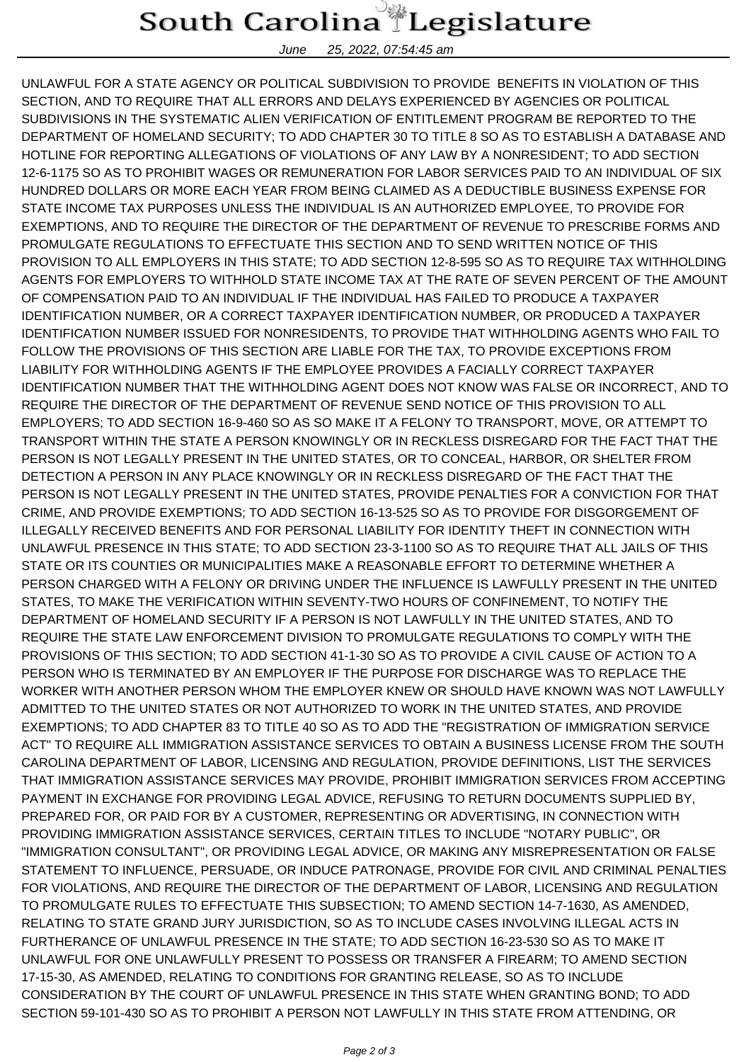UNLAWFUL FOR A STATE AGENCY OR POLITICAL SUBDIVISION TO PROVIDE BENEFITS IN VIOLATION OF THIS SECTION, AND TO REQUIRE THAT ALL ERRORS AND DELAYS EXPERIENCED BY AGENCIES OR POLITICAL SUBDIVISIONS IN THE SYSTEMATIC ALIEN VERIFICATION OF ENTITLEMENT PROGRAM BE REPORTED TO THE DEPARTMENT OF HOMELAND SECURITY; TO ADD CHAPTER 30 TO TITLE 8 SO AS TO ESTABLISH A DATABASE AND HOTLINE FOR REPORTING ALLEGATIONS OF VIOLATIONS OF ANY LAW BY A NONRESIDENT; TO ADD SECTION 12-6-1175 SO AS TO PROHIBIT WAGES OR REMUNERATION FOR LABOR SERVICES PAID TO AN INDIVIDUAL OF SIX HUNDRED DOLLARS OR MORE EACH YEAR FROM BEING CLAIMED AS A DEDUCTIBLE BUSINESS EXPENSE FOR STATE INCOME TAX PURPOSES UNLESS THE INDIVIDUAL IS AN AUTHORIZED EMPLOYEE, TO PROVIDE FOR EXEMPTIONS, AND TO REQUIRE THE DIRECTOR OF THE DEPARTMENT OF REVENUE TO PRESCRIBE FORMS AND PROMULGATE REGULATIONS TO EFFECTUATE THIS SECTION AND TO SEND WRITTEN NOTICE OF THIS PROVISION TO ALL EMPLOYERS IN THIS STATE; TO ADD SECTION 12-8-595 SO AS TO REQUIRE TAX WITHHOLDING AGENTS FOR EMPLOYERS TO WITHHOLD STATE INCOME TAX AT THE RATE OF SEVEN PERCENT OF THE AMOUNT OF COMPENSATION PAID TO AN INDIVIDUAL IF THE INDIVIDUAL HAS FAILED TO PRODUCE A TAXPAYER IDENTIFICATION NUMBER, OR A CORRECT TAXPAYER IDENTIFICATION NUMBER, OR PRODUCED A TAXPAYER IDENTIFICATION NUMBER ISSUED FOR NONRESIDENTS, TO PROVIDE THAT WITHHOLDING AGENTS WHO FAIL TO FOLLOW THE PROVISIONS OF THIS SECTION ARE LIABLE FOR THE TAX, TO PROVIDE EXCEPTIONS FROM LIABILITY FOR WITHHOLDING AGENTS IF THE EMPLOYEE PROVIDES A FACIALLY CORRECT TAXPAYER IDENTIFICATION NUMBER THAT THE WITHHOLDING AGENT DOES NOT KNOW WAS FALSE OR INCORRECT, AND TO REQUIRE THE DIRECTOR OF THE DEPARTMENT OF REVENUE SEND NOTICE OF THIS PROVISION TO ALL EMPLOYERS; TO ADD SECTION 16-9-460 SO AS SO MAKE IT A FELONY TO TRANSPORT, MOVE, OR ATTEMPT TO TRANSPORT WITHIN THE STATE A PERSON KNOWINGLY OR IN RECKLESS DISREGARD FOR THE FACT THAT THE PERSON IS NOT LEGALLY PRESENT IN THE UNITED STATES, OR TO CONCEAL, HARBOR, OR SHELTER FROM DETECTION A PERSON IN ANY PLACE KNOWINGLY OR IN RECKLESS DISREGARD OF THE FACT THAT THE PERSON IS NOT LEGALLY PRESENT IN THE UNITED STATES, PROVIDE PENALTIES FOR A CONVICTION FOR THAT CRIME, AND PROVIDE EXEMPTIONS; TO ADD SECTION 16-13-525 SO AS TO PROVIDE FOR DISGORGEMENT OF ILLEGALLY RECEIVED BENEFITS AND FOR PERSONAL LIABILITY FOR IDENTITY THEFT IN CONNECTION WITH UNLAWFUL PRESENCE IN THIS STATE; TO ADD SECTION 23-3-1100 SO AS TO REQUIRE THAT ALL JAILS OF THIS STATE OR ITS COUNTIES OR MUNICIPALITIES MAKE A REASONABLE EFFORT TO DETERMINE WHETHER A PERSON CHARGED WITH A FELONY OR DRIVING UNDER THE INFLUENCE IS LAWFULLY PRESENT IN THE UNITED STATES, TO MAKE THE VERIFICATION WITHIN SEVENTY-TWO HOURS OF CONFINEMENT, TO NOTIFY THE DEPARTMENT OF HOMELAND SECURITY IF A PERSON IS NOT LAWFULLY IN THE UNITED STATES, AND TO REQUIRE THE STATE LAW ENFORCEMENT DIVISION TO PROMULGATE REGULATIONS TO COMPLY WITH THE PROVISIONS OF THIS SECTION; TO ADD SECTION 41-1-30 SO AS TO PROVIDE A CIVIL CAUSE OF ACTION TO A PERSON WHO IS TERMINATED BY AN EMPLOYER IF THE PURPOSE FOR DISCHARGE WAS TO REPLACE THE WORKER WITH ANOTHER PERSON WHOM THE EMPLOYER KNEW OR SHOULD HAVE KNOWN WAS NOT LAWFULLY ADMITTED TO THE UNITED STATES OR NOT AUTHORIZED TO WORK IN THE UNITED STATES, AND PROVIDE EXEMPTIONS; TO ADD CHAPTER 83 TO TITLE 40 SO AS TO ADD THE "REGISTRATION OF IMMIGRATION SERVICE ACT" TO REQUIRE ALL IMMIGRATION ASSISTANCE SERVICES TO OBTAIN A BUSINESS LICENSE FROM THE SOUTH CAROLINA DEPARTMENT OF LABOR, LICENSING AND REGULATION, PROVIDE DEFINITIONS, LIST THE SERVICES THAT IMMIGRATION ASSISTANCE SERVICES MAY PROVIDE, PROHIBIT IMMIGRATION SERVICES FROM ACCEPTING PAYMENT IN EXCHANGE FOR PROVIDING LEGAL ADVICE, REFUSING TO RETURN DOCUMENTS SUPPLIED BY, PREPARED FOR, OR PAID FOR BY A CUSTOMER, REPRESENTING OR ADVERTISING, IN CONNECTION WITH PROVIDING IMMIGRATION ASSISTANCE SERVICES, CERTAIN TITLES TO INCLUDE "NOTARY PUBLIC", OR "IMMIGRATION CONSULTANT", OR PROVIDING LEGAL ADVICE, OR MAKING ANY MISREPRESENTATION OR FALSE STATEMENT TO INFLUENCE, PERSUADE, OR INDUCE PATRONAGE, PROVIDE FOR CIVIL AND CRIMINAL PENALTIES FOR VIOLATIONS, AND REQUIRE THE DIRECTOR OF THE DEPARTMENT OF LABOR, LICENSING AND REGULATION TO PROMULGATE RULES TO EFFECTUATE THIS SUBSECTION; TO AMEND SECTION 14-7-1630, AS AMENDED, RELATING TO STATE GRAND JURY JURISDICTION, SO AS TO INCLUDE CASES INVOLVING ILLEGAL ACTS IN FURTHERANCE OF UNLAWFUL PRESENCE IN THE STATE; TO ADD SECTION 16-23-530 SO AS TO MAKE IT UNLAWFUL FOR ONE UNLAWFULLY PRESENT TO POSSESS OR TRANSFER A FIREARM; TO AMEND SECTION 17-15-30, AS AMENDED, RELATING TO CONDITIONS FOR GRANTING RELEASE, SO AS TO INCLUDE CONSIDERATION BY THE COURT OF UNLAWFUL PRESENCE IN THIS STATE WHEN GRANTING BOND; TO ADD SECTION 59-101-430 SO AS TO PROHIBIT A PERSON NOT LAWFULLY IN THIS STATE FROM ATTENDING, OR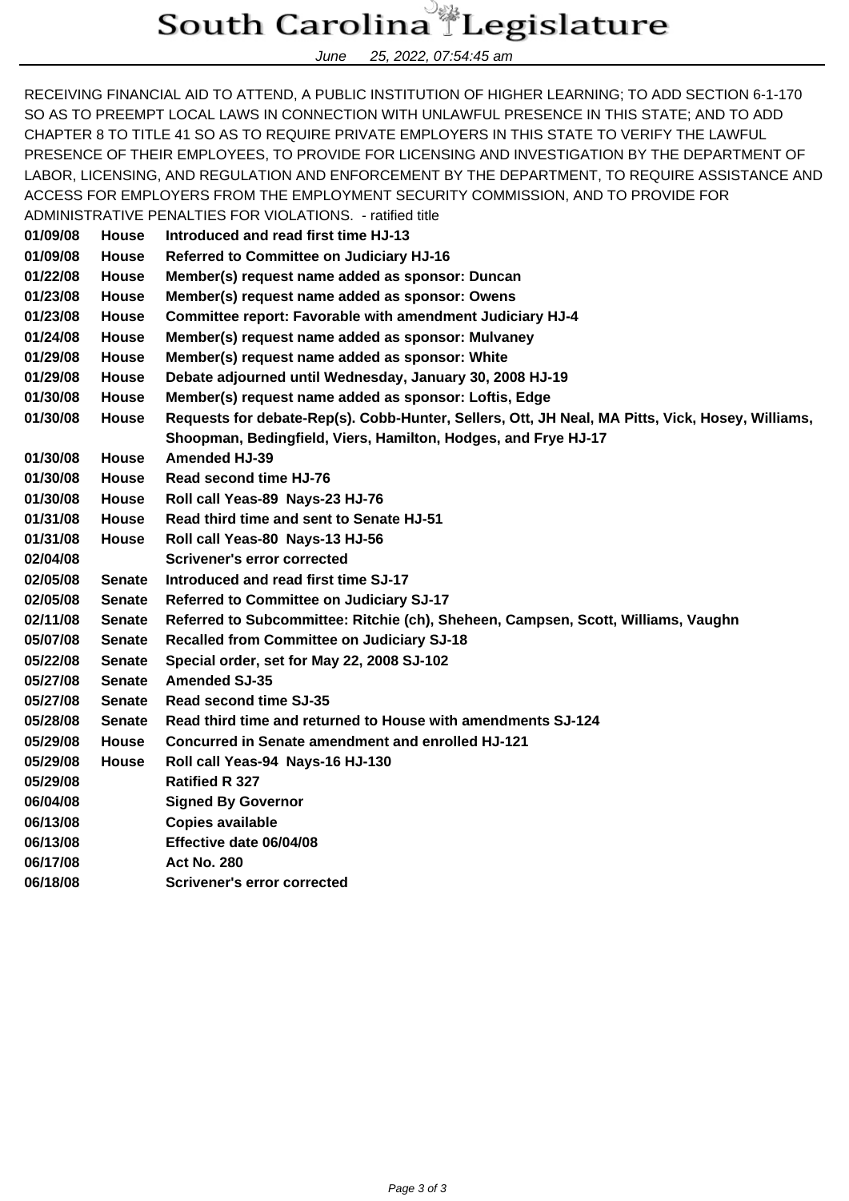RECEIVING FINANCIAL AID TO ATTEND, A PUBLIC INSTITUTION OF HIGHER LEARNING; TO ADD SECTION 6-1-170 SO AS TO PREEMPT LOCAL LAWS IN CONNECTION WITH UNLAWFUL PRESENCE IN THIS STATE; AND TO ADD CHAPTER 8 TO TITLE 41 SO AS TO REQUIRE PRIVATE EMPLOYERS IN THIS STATE TO VERIFY THE LAWFUL PRESENCE OF THEIR EMPLOYEES, TO PROVIDE FOR LICENSING AND INVESTIGATION BY THE DEPARTMENT OF LABOR, LICENSING, AND REGULATION AND ENFORCEMENT BY THE DEPARTMENT, TO REQUIRE ASSISTANCE AND ACCESS FOR EMPLOYERS FROM THE EMPLOYMENT SECURITY COMMISSION, AND TO PROVIDE FOR ADMINISTRATIVE PENALTIES FOR VIOLATIONS. - ratified title

| | | |
|---|---|---|
| **01/09/08** | **House** | **Introduced and read first time HJ-13** |
| **01/09/08** | **House** | **Referred to Committee on Judiciary HJ-16** |
| **01/22/08** | **House** | **Member(s) request name added as sponsor: Duncan** |
| **01/23/08** | **House** | **Member(s) request name added as sponsor: Owens** |
| **01/23/08** | **House** | **Committee report: Favorable with amendment Judiciary HJ-4** |
| **01/24/08** | **House** | **Member(s) request name added as sponsor: Mulvaney** |
| **01/29/08** | **House** | **Member(s) request name added as sponsor: White** |
| **01/29/08** | **House** | **Debate adjourned until Wednesday, January 30, 2008 HJ-19** |
| **01/30/08** | **House** | **Member(s) request name added as sponsor: Loftis, Edge** |
| **01/30/08** | **House** | **Requests for debate-Rep(s). Cobb-Hunter, Sellers, Ott, JH Neal, MA Pitts, Vick, Hosey, Williams, Shoopman, Bedingfield, Viers, Hamilton, Hodges, and Frye HJ-17** |
| **01/30/08** | **House** | **Amended HJ-39** |
| **01/30/08** | **House** | **Read second time HJ-76** |
| **01/30/08** | **House** | **Roll call Yeas-89 Nays-23 HJ-76** |
| **01/31/08** | **House** | **Read third time and sent to Senate HJ-51** |
| **01/31/08** | **House** | **Roll call Yeas-80 Nays-13 HJ-56** |
| **02/04/08** | | **Scrivener's error corrected** |
| **02/05/08** | **Senate** | **Introduced and read first time SJ-17** |
| **02/05/08** | **Senate** | **Referred to Committee on Judiciary SJ-17** |
| **02/11/08** | **Senate** | **Referred to Subcommittee: Ritchie (ch), Sheheen, Campsen, Scott, Williams, Vaughn** |
| **05/07/08** | **Senate** | **Recalled from Committee on Judiciary SJ-18** |
| **05/22/08** | **Senate** | **Special order, set for May 22, 2008 SJ-102** |
| **05/27/08** | **Senate** | **Amended SJ-35** |
| **05/27/08** | **Senate** | **Read second time SJ-35** |
| **05/28/08** | **Senate** | **Read third time and returned to House with amendments SJ-124** |
| **05/29/08** | **House** | **Concurred in Senate amendment and enrolled HJ-121** |
| **05/29/08** | **House** | **Roll call Yeas-94 Nays-16 HJ-130** |
| **05/29/08** | | **Ratified R 327** |
| **06/04/08** | | **Signed By Governor** |
| **06/13/08** | | **Copies available** |
| **06/13/08** | | **Effective date 06/04/08** |
| **06/17/08** | | **Act No. 280** |
| **06/18/08** | | **Scrivener's error corrected** |